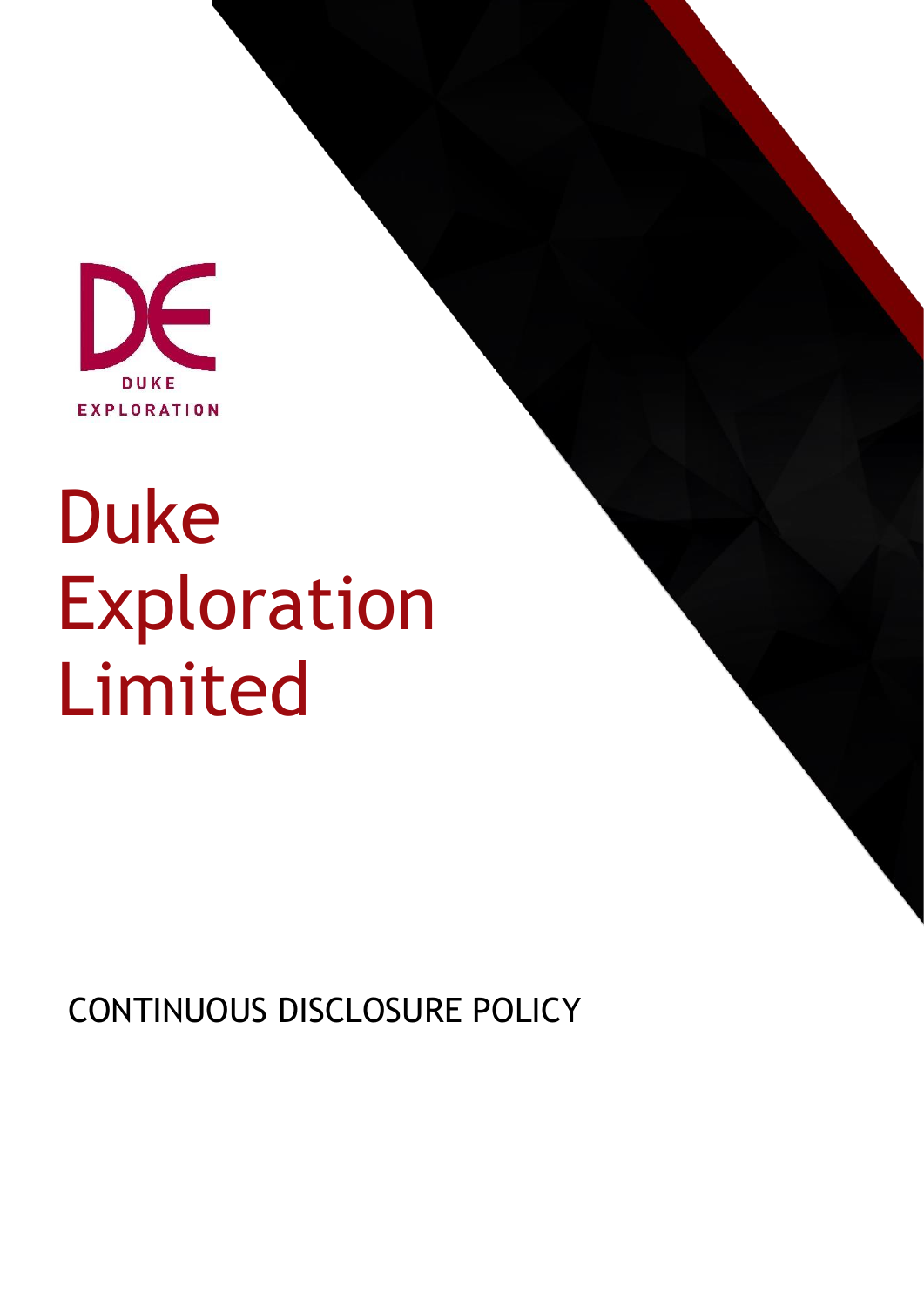DUKE EXPLORATION

# Duke Exploration Limited

CONTINUOUS DISCLOSURE POLICY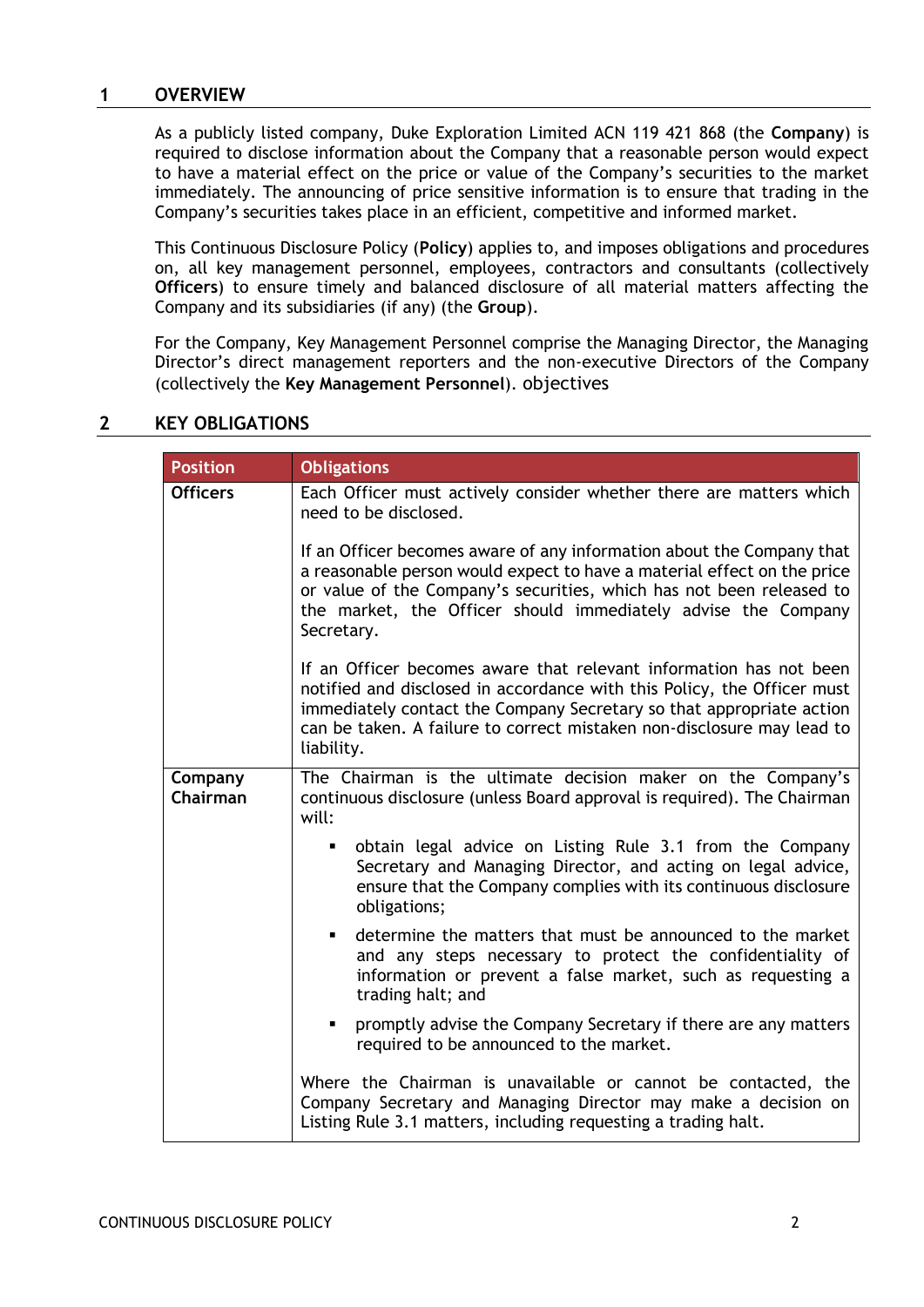## 1 OVERVIEW

As a publicly listed company, Duke Exploration Limited ACN 119 421 868 (the **Company**) is required to disclose information about the Company that a reasonable person would expect to have a material effect on the price or value of the Company's securities to the market immediately. The announcing of price sensitive information is to ensure that trading in the Company's securities takes place in an efficient, competitive and informed market.

This Continuous Disclosure Policy (**Policy**) applies to, and imposes obligations and procedures on, all key management personnel, employees, contractors and consultants (collectively **Officers**) to ensure timely and balanced disclosure of all material matters affecting the Company and its subsidiaries (if any) (the **Group**).

For the Company, Key Management Personnel comprise the Managing Director, the Managing Director's direct management reporters and the non-executive Directors of the Company (collectively the **Key Management Personnel**). objectives

## 2 KEY OBLIGATIONS

| Position | Obligations |
|---|---|
| **Officers** | Each Officer must actively consider whether there are matters which need to be disclosed.<br><br>If an Officer becomes aware of any information about the Company that a reasonable person would expect to have a material effect on the price or value of the Company's securities, which has not been released to the market, the Officer should immediately advise the Company Secretary.<br><br>If an Officer becomes aware that relevant information has not been notified and disclosed in accordance with this Policy, the Officer must immediately contact the Company Secretary so that appropriate action can be taken. A failure to correct mistaken non-disclosure may lead to liability. |
| **Company Chairman** | The Chairman is the ultimate decision maker on the Company's continuous disclosure (unless Board approval is required). The Chairman will:<br><br>▪ obtain legal advice on Listing Rule 3.1 from the Company Secretary and Managing Director, and acting on legal advice, ensure that the Company complies with its continuous disclosure obligations;<br><br>▪ determine the matters that must be announced to the market and any steps necessary to protect the confidentiality of information or prevent a false market, such as requesting a trading halt; and<br><br>▪ promptly advise the Company Secretary if there are any matters required to be announced to the market.<br><br>Where the Chairman is unavailable or cannot be contacted, the Company Secretary and Managing Director may make a decision on Listing Rule 3.1 matters, including requesting a trading halt. |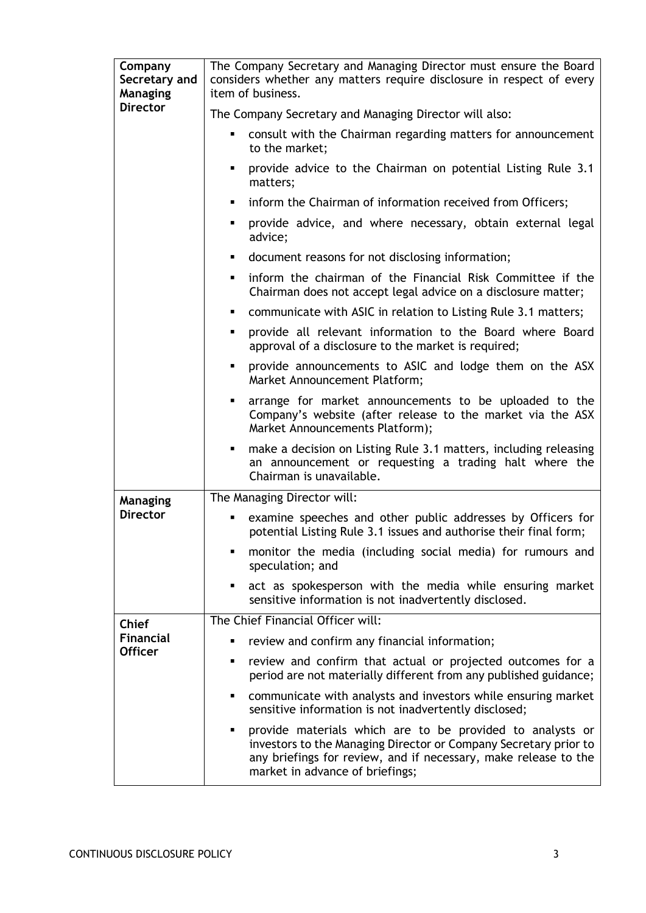| | |
|---|---|
| **Company Secretary and Managing Director** | The Company Secretary and Managing Director must ensure the Board considers whether any matters require disclosure in respect of every item of business.<br><br>The Company Secretary and Managing Director will also:<br>▪ consult with the Chairman regarding matters for announcement to the market;<br>▪ provide advice to the Chairman on potential Listing Rule 3.1 matters;<br>▪ inform the Chairman of information received from Officers;<br>▪ provide advice, and where necessary, obtain external legal advice;<br>▪ document reasons for not disclosing information;<br>▪ inform the chairman of the Financial Risk Committee if the Chairman does not accept legal advice on a disclosure matter;<br>▪ communicate with ASIC in relation to Listing Rule 3.1 matters;<br>▪ provide all relevant information to the Board where Board approval of a disclosure to the market is required;<br>▪ provide announcements to ASIC and lodge them on the ASX Market Announcement Platform;<br>▪ arrange for market announcements to be uploaded to the Company's website (after release to the market via the ASX Market Announcements Platform);<br>▪ make a decision on Listing Rule 3.1 matters, including releasing an announcement or requesting a trading halt where the Chairman is unavailable. |
| **Managing Director** | The Managing Director will:<br>▪ examine speeches and other public addresses by Officers for potential Listing Rule 3.1 issues and authorise their final form;<br>▪ monitor the media (including social media) for rumours and speculation; and<br>▪ act as spokesperson with the media while ensuring market sensitive information is not inadvertently disclosed. |
| **Chief Financial Officer** | The Chief Financial Officer will:<br>▪ review and confirm any financial information;<br>▪ review and confirm that actual or projected outcomes for a period are not materially different from any published guidance;<br>▪ communicate with analysts and investors while ensuring market sensitive information is not inadvertently disclosed;<br>▪ provide materials which are to be provided to analysts or investors to the Managing Director or Company Secretary prior to any briefings for review, and if necessary, make release to the market in advance of briefings; |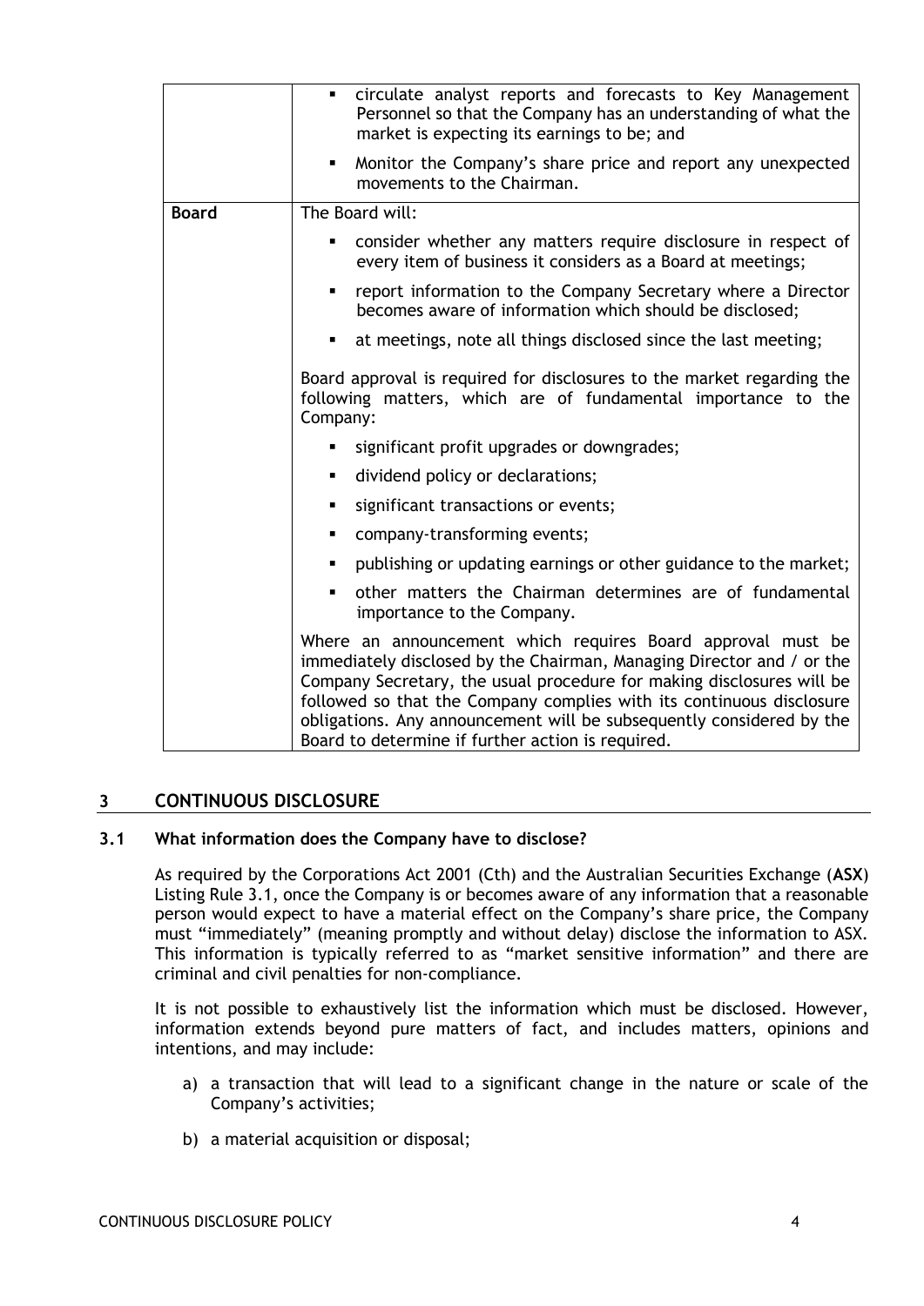| | |
|---|---|
| | ▪ circulate analyst reports and forecasts to Key Management Personnel so that the Company has an understanding of what the market is expecting its earnings to be; and<br>▪ Monitor the Company's share price and report any unexpected movements to the Chairman. |
| **Board** | The Board will:<br>▪ consider whether any matters require disclosure in respect of every item of business it considers as a Board at meetings;<br>▪ report information to the Company Secretary where a Director becomes aware of information which should be disclosed;<br>▪ at meetings, note all things disclosed since the last meeting;<br><br>Board approval is required for disclosures to the market regarding the following matters, which are of fundamental importance to the Company:<br>▪ significant profit upgrades or downgrades;<br>▪ dividend policy or declarations;<br>▪ significant transactions or events;<br>▪ company-transforming events;<br>▪ publishing or updating earnings or other guidance to the market;<br>▪ other matters the Chairman determines are of fundamental importance to the Company.<br><br>Where an announcement which requires Board approval must be immediately disclosed by the Chairman, Managing Director and / or the Company Secretary, the usual procedure for making disclosures will be followed so that the Company complies with its continuous disclosure obligations. Any announcement will be subsequently considered by the Board to determine if further action is required. |

## 3 CONTINUOUS DISCLOSURE

### 3.1 What information does the Company have to disclose?

As required by the Corporations Act 2001 (Cth) and the Australian Securities Exchange (**ASX**) Listing Rule 3.1, once the Company is or becomes aware of any information that a reasonable person would expect to have a material effect on the Company's share price, the Company must "immediately" (meaning promptly and without delay) disclose the information to ASX. This information is typically referred to as "market sensitive information" and there are criminal and civil penalties for non-compliance.

It is not possible to exhaustively list the information which must be disclosed. However, information extends beyond pure matters of fact, and includes matters, opinions and intentions, and may include:

a) a transaction that will lead to a significant change in the nature or scale of the Company's activities;

b) a material acquisition or disposal;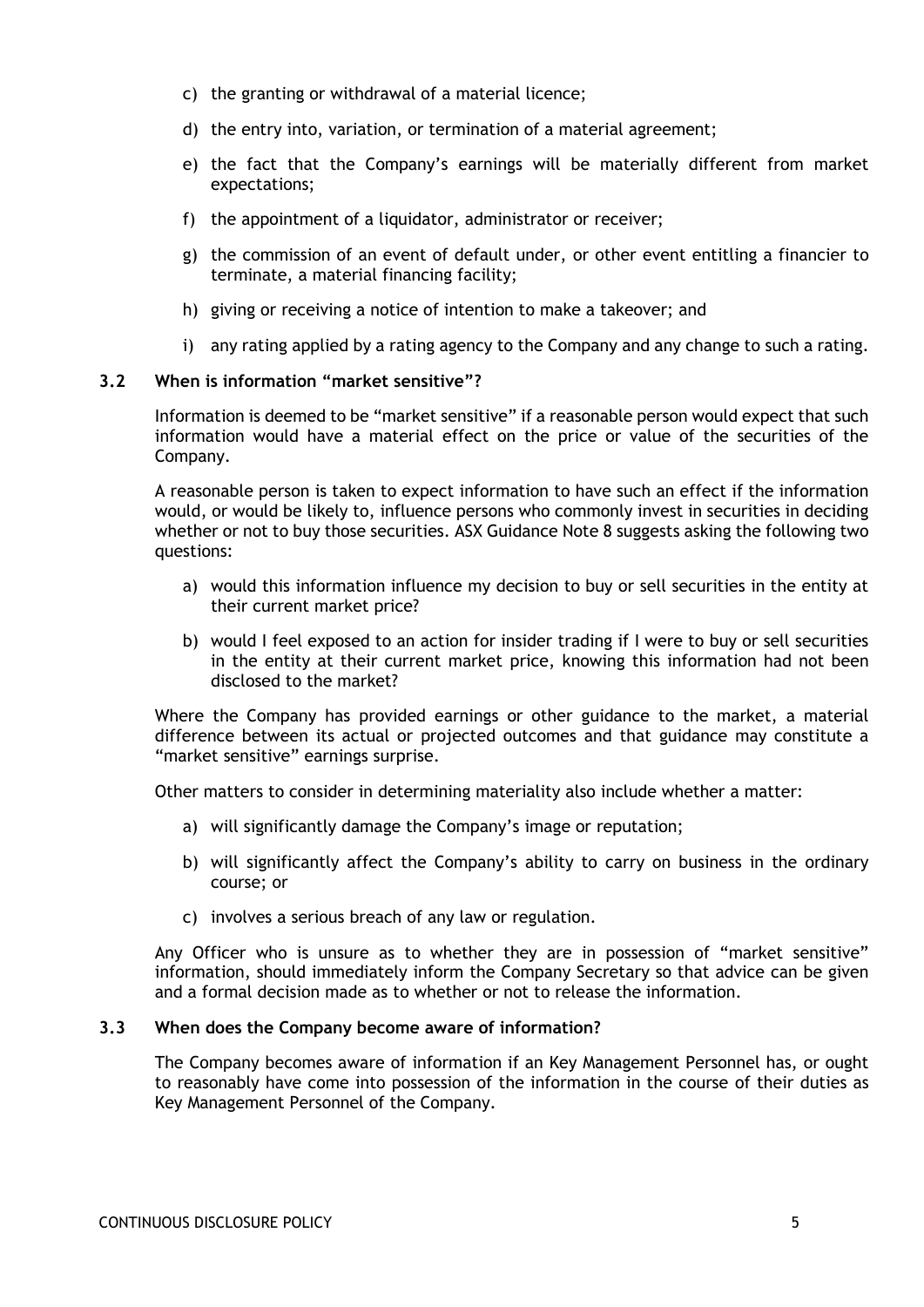c) the granting or withdrawal of a material licence;

d) the entry into, variation, or termination of a material agreement;

e) the fact that the Company's earnings will be materially different from market expectations;

f) the appointment of a liquidator, administrator or receiver;

g) the commission of an event of default under, or other event entitling a financier to terminate, a material financing facility;

h) giving or receiving a notice of intention to make a takeover; and

i) any rating applied by a rating agency to the Company and any change to such a rating.

### 3.2 When is information "market sensitive"?

Information is deemed to be "market sensitive" if a reasonable person would expect that such information would have a material effect on the price or value of the securities of the Company.

A reasonable person is taken to expect information to have such an effect if the information would, or would be likely to, influence persons who commonly invest in securities in deciding whether or not to buy those securities. ASX Guidance Note 8 suggests asking the following two questions:

a) would this information influence my decision to buy or sell securities in the entity at their current market price?

b) would I feel exposed to an action for insider trading if I were to buy or sell securities in the entity at their current market price, knowing this information had not been disclosed to the market?

Where the Company has provided earnings or other guidance to the market, a material difference between its actual or projected outcomes and that guidance may constitute a "market sensitive" earnings surprise.

Other matters to consider in determining materiality also include whether a matter:

a) will significantly damage the Company's image or reputation;

b) will significantly affect the Company's ability to carry on business in the ordinary course; or

c) involves a serious breach of any law or regulation.

Any Officer who is unsure as to whether they are in possession of "market sensitive" information, should immediately inform the Company Secretary so that advice can be given and a formal decision made as to whether or not to release the information.

### 3.3 When does the Company become aware of information?

The Company becomes aware of information if an Key Management Personnel has, or ought to reasonably have come into possession of the information in the course of their duties as Key Management Personnel of the Company.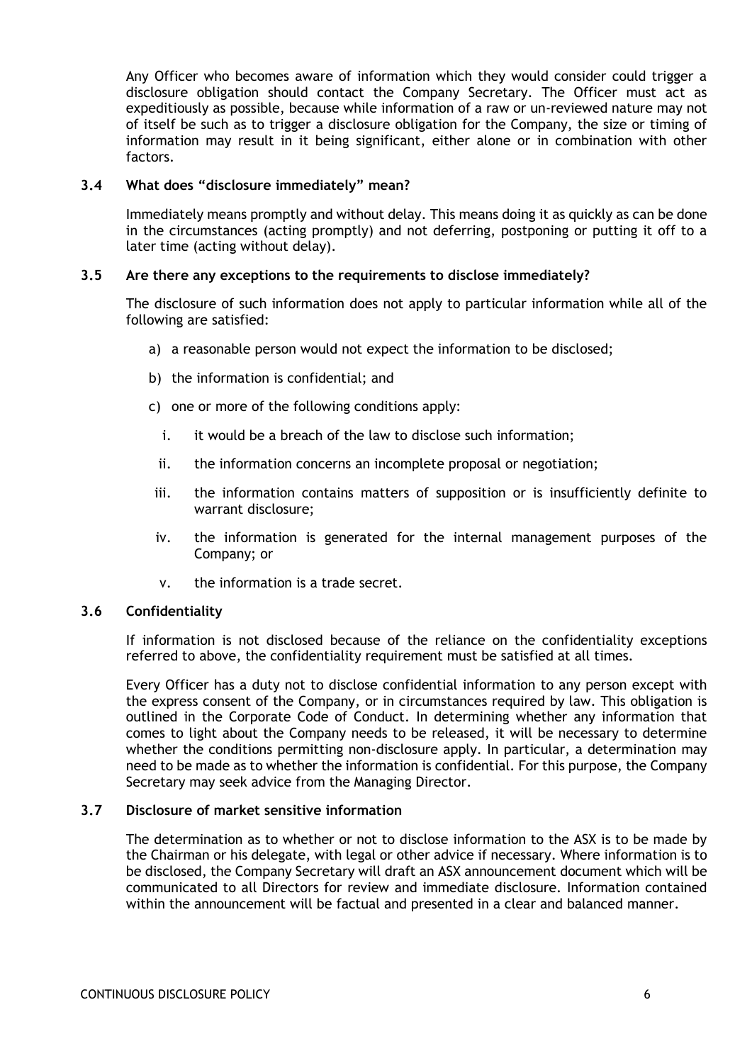Any Officer who becomes aware of information which they would consider could trigger a disclosure obligation should contact the Company Secretary. The Officer must act as expeditiously as possible, because while information of a raw or un-reviewed nature may not of itself be such as to trigger a disclosure obligation for the Company, the size or timing of information may result in it being significant, either alone or in combination with other factors.

### 3.4 What does "disclosure immediately" mean?

Immediately means promptly and without delay. This means doing it as quickly as can be done in the circumstances (acting promptly) and not deferring, postponing or putting it off to a later time (acting without delay).

### 3.5 Are there any exceptions to the requirements to disclose immediately?

The disclosure of such information does not apply to particular information while all of the following are satisfied:

a) a reasonable person would not expect the information to be disclosed;

b) the information is confidential; and

c) one or more of the following conditions apply:

   i. it would be a breach of the law to disclose such information;

   ii. the information concerns an incomplete proposal or negotiation;

   iii. the information contains matters of supposition or is insufficiently definite to warrant disclosure;

   iv. the information is generated for the internal management purposes of the Company; or

   v. the information is a trade secret.

### 3.6 Confidentiality

If information is not disclosed because of the reliance on the confidentiality exceptions referred to above, the confidentiality requirement must be satisfied at all times.

Every Officer has a duty not to disclose confidential information to any person except with the express consent of the Company, or in circumstances required by law. This obligation is outlined in the Corporate Code of Conduct. In determining whether any information that comes to light about the Company needs to be released, it will be necessary to determine whether the conditions permitting non-disclosure apply. In particular, a determination may need to be made as to whether the information is confidential. For this purpose, the Company Secretary may seek advice from the Managing Director.

### 3.7 Disclosure of market sensitive information

The determination as to whether or not to disclose information to the ASX is to be made by the Chairman or his delegate, with legal or other advice if necessary. Where information is to be disclosed, the Company Secretary will draft an ASX announcement document which will be communicated to all Directors for review and immediate disclosure. Information contained within the announcement will be factual and presented in a clear and balanced manner.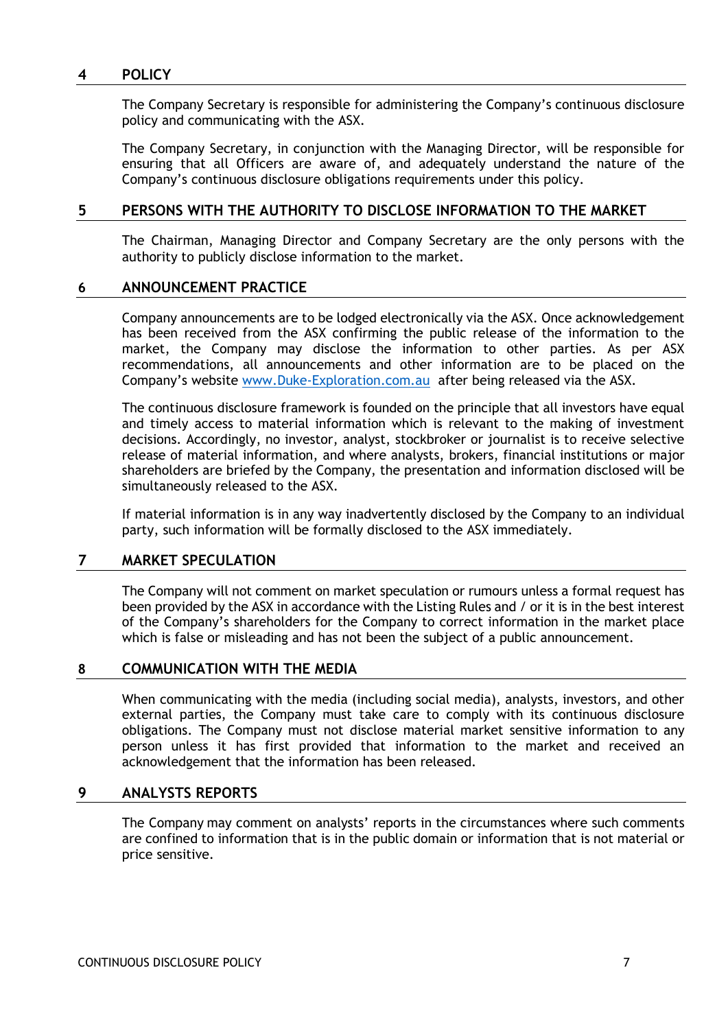## 4 POLICY

The Company Secretary is responsible for administering the Company's continuous disclosure policy and communicating with the ASX.

The Company Secretary, in conjunction with the Managing Director, will be responsible for ensuring that all Officers are aware of, and adequately understand the nature of the Company's continuous disclosure obligations requirements under this policy.

## 5 PERSONS WITH THE AUTHORITY TO DISCLOSE INFORMATION TO THE MARKET

The Chairman, Managing Director and Company Secretary are the only persons with the authority to publicly disclose information to the market.

## 6 ANNOUNCEMENT PRACTICE

Company announcements are to be lodged electronically via the ASX. Once acknowledgement has been received from the ASX confirming the public release of the information to the market, the Company may disclose the information to other parties. As per ASX recommendations, all announcements and other information are to be placed on the Company's website [www.Duke-Exploration.com.au](http://www.Duke-Exploration.com.au) after being released via the ASX.

The continuous disclosure framework is founded on the principle that all investors have equal and timely access to material information which is relevant to the making of investment decisions. Accordingly, no investor, analyst, stockbroker or journalist is to receive selective release of material information, and where analysts, brokers, financial institutions or major shareholders are briefed by the Company, the presentation and information disclosed will be simultaneously released to the ASX.

If material information is in any way inadvertently disclosed by the Company to an individual party, such information will be formally disclosed to the ASX immediately.

## 7 MARKET SPECULATION

The Company will not comment on market speculation or rumours unless a formal request has been provided by the ASX in accordance with the Listing Rules and / or it is in the best interest of the Company's shareholders for the Company to correct information in the market place which is false or misleading and has not been the subject of a public announcement.

## 8 COMMUNICATION WITH THE MEDIA

When communicating with the media (including social media), analysts, investors, and other external parties, the Company must take care to comply with its continuous disclosure obligations. The Company must not disclose material market sensitive information to any person unless it has first provided that information to the market and received an acknowledgement that the information has been released.

## 9 ANALYSTS REPORTS

The Company may comment on analysts' reports in the circumstances where such comments are confined to information that is in the public domain or information that is not material or price sensitive.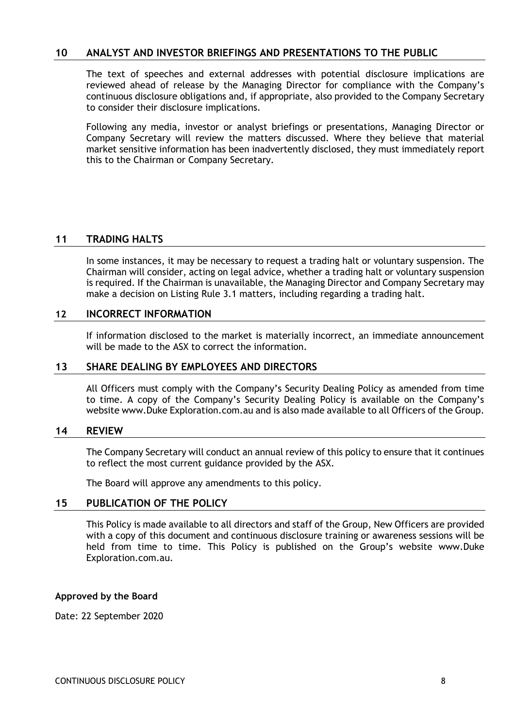## 10 ANALYST AND INVESTOR BRIEFINGS AND PRESENTATIONS TO THE PUBLIC

The text of speeches and external addresses with potential disclosure implications are reviewed ahead of release by the Managing Director for compliance with the Company's continuous disclosure obligations and, if appropriate, also provided to the Company Secretary to consider their disclosure implications.

Following any media, investor or analyst briefings or presentations, Managing Director or Company Secretary will review the matters discussed. Where they believe that material market sensitive information has been inadvertently disclosed, they must immediately report this to the Chairman or Company Secretary.

## 11 TRADING HALTS

In some instances, it may be necessary to request a trading halt or voluntary suspension. The Chairman will consider, acting on legal advice, whether a trading halt or voluntary suspension is required. If the Chairman is unavailable, the Managing Director and Company Secretary may make a decision on Listing Rule 3.1 matters, including regarding a trading halt.

## 12 INCORRECT INFORMATION

If information disclosed to the market is materially incorrect, an immediate announcement will be made to the ASX to correct the information.

## 13 SHARE DEALING BY EMPLOYEES AND DIRECTORS

All Officers must comply with the Company's Security Dealing Policy as amended from time to time. A copy of the Company's Security Dealing Policy is available on the Company's website www.Duke Exploration.com.au and is also made available to all Officers of the Group.

## 14 REVIEW

The Company Secretary will conduct an annual review of this policy to ensure that it continues to reflect the most current guidance provided by the ASX.

The Board will approve any amendments to this policy.

## 15 PUBLICATION OF THE POLICY

This Policy is made available to all directors and staff of the Group, New Officers are provided with a copy of this document and continuous disclosure training or awareness sessions will be held from time to time. This Policy is published on the Group's website www.Duke Exploration.com.au.

**Approved by the Board**

Date: 22 September 2020